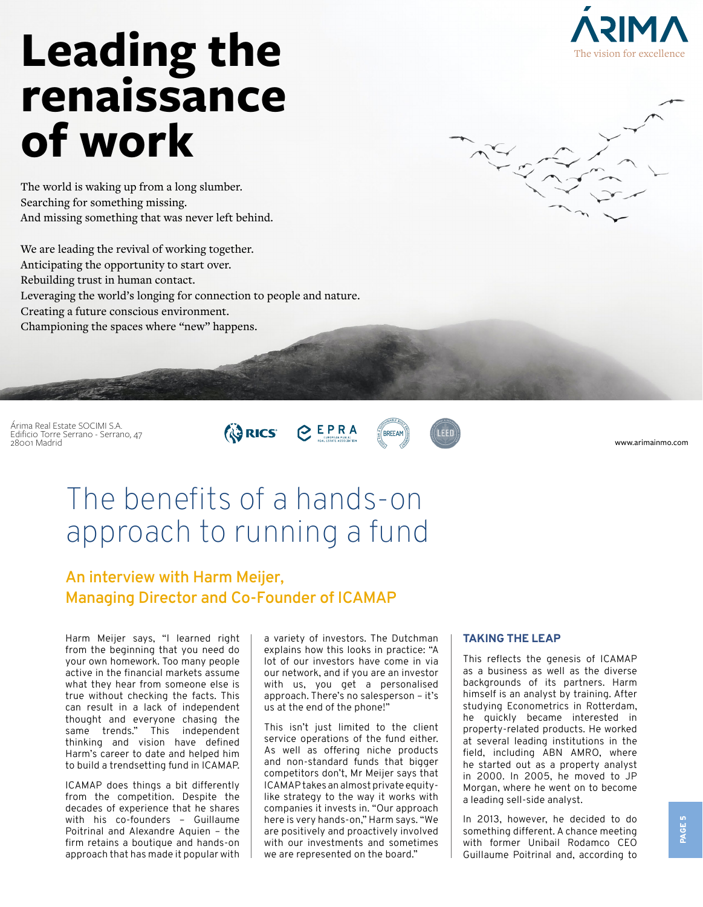# Leading the renaissance of work

ÁRIMA
The vision for excellence

The world is waking up from a long slumber.
Searching for something missing.
And missing something that was never left behind.

We are leading the revival of working together.
Anticipating the opportunity to start over.
Rebuilding trust in human contact.
Leveraging the world's longing for connection to people and nature.
Creating a future conscious environment.
Championing the spaces where "new" happens.

Árima Real Estate SOCIMI S.A.
Edificio Torre Serrano - Serrano, 47
28001 Madrid

RICS · EPRA European Public Real Estate Association · BREEAM · LEED

www.arimainmo.com

# The benefits of a hands-on approach to running a fund

## An interview with Harm Meijer, Managing Director and Co-Founder of ICAMAP

Harm Meijer says, "I learned right from the beginning that you need do your own homework. Too many people active in the financial markets assume what they hear from someone else is true without checking the facts. This can result in a lack of independent thought and everyone chasing the same trends." This independent thinking and vision have defined Harm's career to date and helped him to build a trendsetting fund in ICAMAP.

ICAMAP does things a bit differently from the competition. Despite the decades of experience that he shares with his co-founders – Guillaume Poitrinal and Alexandre Aquien – the firm retains a boutique and hands-on approach that has made it popular with a variety of investors. The Dutchman explains how this looks in practice: "A lot of our investors have come in via our network, and if you are an investor with us, you get a personalised approach. There's no salesperson – it's us at the end of the phone!"

This isn't just limited to the client service operations of the fund either. As well as offering niche products and non-standard funds that bigger competitors don't, Mr Meijer says that ICAMAP takes an almost private equity-like strategy to the way it works with companies it invests in. "Our approach here is very hands-on," Harm says. "We are positively and proactively involved with our investments and sometimes we are represented on the board."

### TAKING THE LEAP

This reflects the genesis of ICAMAP as a business as well as the diverse backgrounds of its partners. Harm himself is an analyst by training. After studying Econometrics in Rotterdam, he quickly became interested in property-related products. He worked at several leading institutions in the field, including ABN AMRO, where he started out as a property analyst in 2000. In 2005, he moved to JP Morgan, where he went on to become a leading sell-side analyst.

In 2013, however, he decided to do something different. A chance meeting with former Unibail Rodamco CEO Guillaume Poitrinal and, according to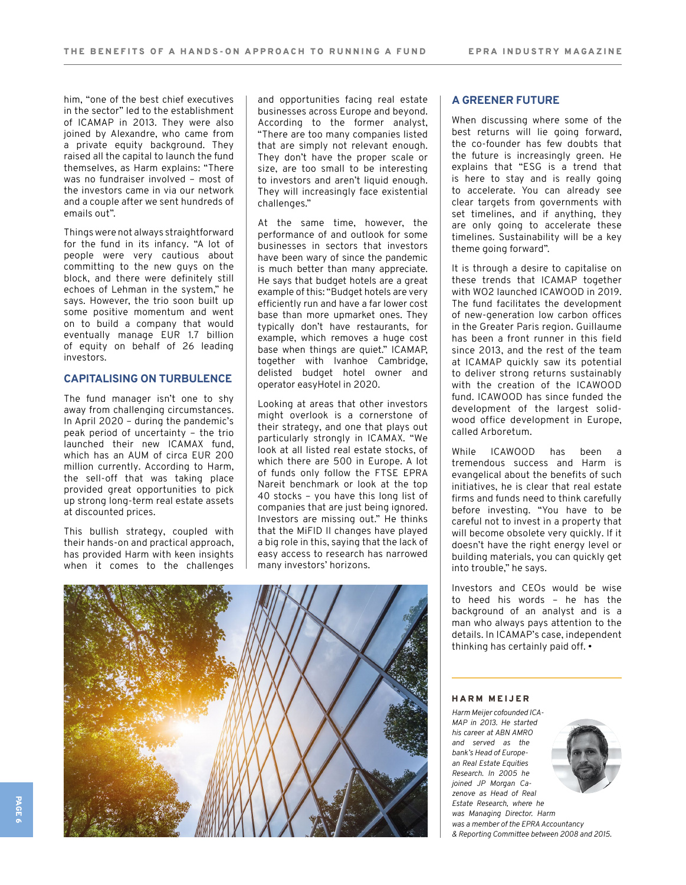him, "one of the best chief executives in the sector" led to the establishment of ICAMAP in 2013. They were also joined by Alexandre, who came from a private equity background. They raised all the capital to launch the fund themselves, as Harm explains: "There was no fundraiser involved – most of the investors came in via our network and a couple after we sent hundreds of emails out".

Things were not always straightforward for the fund in its infancy. "A lot of people were very cautious about committing to the new guys on the block, and there were definitely still echoes of Lehman in the system," he says. However, the trio soon built up some positive momentum and went on to build a company that would eventually manage EUR 1.7 billion of equity on behalf of 26 leading investors.

## CAPITALISING ON TURBULENCE

The fund manager isn't one to shy away from challenging circumstances. In April 2020 – during the pandemic's peak period of uncertainty – the trio launched their new ICAMAX fund, which has an AUM of circa EUR 200 million currently. According to Harm, the sell-off that was taking place provided great opportunities to pick up strong long-term real estate assets at discounted prices.

This bullish strategy, coupled with their hands-on and practical approach, has provided Harm with keen insights when it comes to the challenges and opportunities facing real estate businesses across Europe and beyond. According to the former analyst, "There are too many companies listed that are simply not relevant enough. They don't have the proper scale or size, are too small to be interesting to investors and aren't liquid enough. They will increasingly face existential challenges."

At the same time, however, the performance of and outlook for some businesses in sectors that investors have been wary of since the pandemic is much better than many appreciate. He says that budget hotels are a great example of this: "Budget hotels are very efficiently run and have a far lower cost base than more upmarket ones. They typically don't have restaurants, for example, which removes a huge cost base when things are quiet." ICAMAP, together with Ivanhoe Cambridge, delisted budget hotel owner and operator easyHotel in 2020.

Looking at areas that other investors might overlook is a cornerstone of their strategy, and one that plays out particularly strongly in ICAMAX. "We look at all listed real estate stocks, of which there are 500 in Europe. A lot of funds only follow the FTSE EPRA Nareit benchmark or look at the top 40 stocks – you have this long list of companies that are just being ignored. Investors are missing out." He thinks that the MiFID II changes have played a big role in this, saying that the lack of easy access to research has narrowed many investors' horizons.

## A GREENER FUTURE

When discussing where some of the best returns will lie going forward, the co-founder has few doubts that the future is increasingly green. He explains that "ESG is a trend that is here to stay and is really going to accelerate. You can already see clear targets from governments with set timelines, and if anything, they are only going to accelerate these timelines. Sustainability will be a key theme going forward".

It is through a desire to capitalise on these trends that ICAMAP together with WO2 launched ICAWOOD in 2019. The fund facilitates the development of new-generation low carbon offices in the Greater Paris region. Guillaume has been a front runner in this field since 2013, and the rest of the team at ICAMAP quickly saw its potential to deliver strong returns sustainably with the creation of the ICAWOOD fund. ICAWOOD has since funded the development of the largest solid-wood office development in Europe, called Arboretum.

While ICAWOOD has been a tremendous success and Harm is evangelical about the benefits of such initiatives, he is clear that real estate firms and funds need to think carefully before investing. "You have to be careful not to invest in a property that will become obsolete very quickly. If it doesn't have the right energy level or building materials, you can quickly get into trouble," he says.

Investors and CEOs would be wise to heed his words – he has the background of an analyst and is a man who always pays attention to the details. In ICAMAP's case, independent thinking has certainly paid off. •

### HARM MEIJER

*Harm Meijer cofounded ICAMAP in 2013. He started his career at ABN AMRO and served as the bank's Head of European Real Estate Equities Research. In 2005 he joined JP Morgan Cazenove as Head of Real Estate Research, where he was Managing Director. Harm was a member of the EPRA Accountancy & Reporting Committee between 2008 and 2015.*